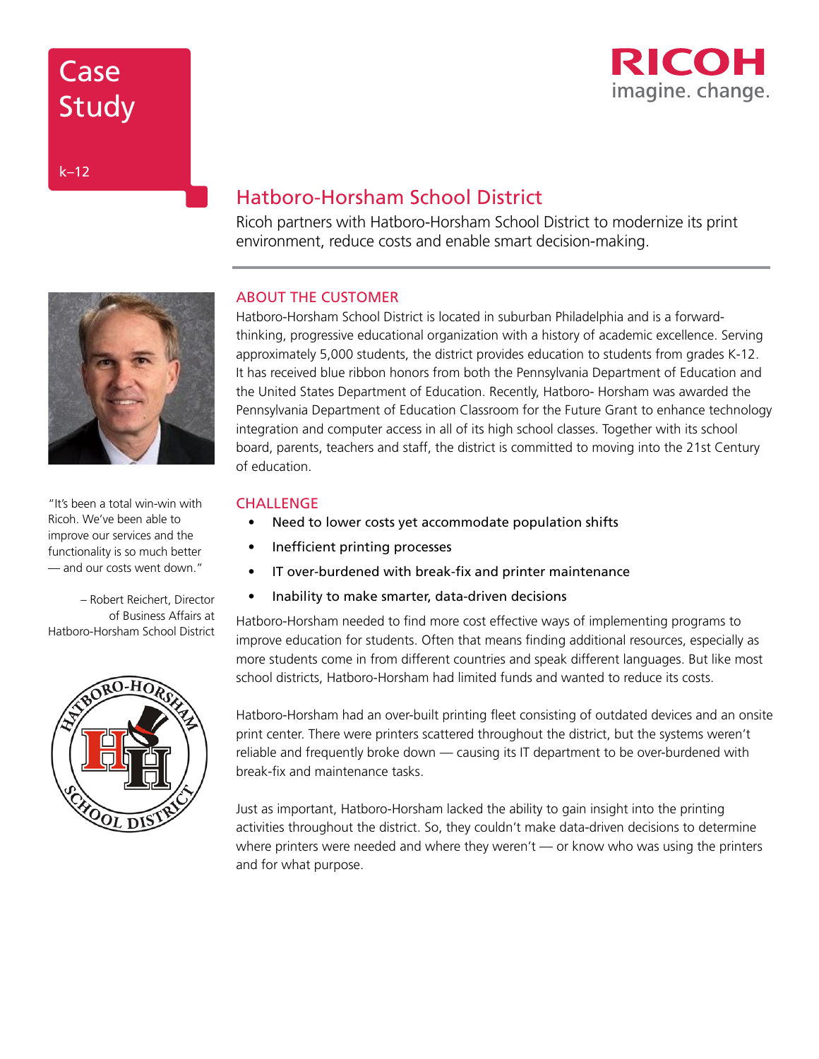# Case Study

k–12

RICOH
imagine. change.

## Hatboro-Horsham School District

Ricoh partners with Hatboro-Horsham School District to modernize its print environment, reduce costs and enable smart decision-making.

"It's been a total win-win with Ricoh. We've been able to improve our services and the functionality is so much better — and our costs went down."

– Robert Reichert, Director of Business Affairs at Hatboro-Horsham School District

### ABOUT THE CUSTOMER

Hatboro-Horsham School District is located in suburban Philadelphia and is a forward-thinking, progressive educational organization with a history of academic excellence. Serving approximately 5,000 students, the district provides education to students from grades K-12. It has received blue ribbon honors from both the Pennsylvania Department of Education and the United States Department of Education. Recently, Hatboro- Horsham was awarded the Pennsylvania Department of Education Classroom for the Future Grant to enhance technology integration and computer access in all of its high school classes. Together with its school board, parents, teachers and staff, the district is committed to moving into the 21st Century of education.

### CHALLENGE

- Need to lower costs yet accommodate population shifts
- Inefficient printing processes
- IT over-burdened with break-fix and printer maintenance
- Inability to make smarter, data-driven decisions

Hatboro-Horsham needed to find more cost effective ways of implementing programs to improve education for students. Often that means finding additional resources, especially as more students come in from different countries and speak different languages. But like most school districts, Hatboro-Horsham had limited funds and wanted to reduce its costs.

Hatboro-Horsham had an over-built printing fleet consisting of outdated devices and an onsite print center. There were printers scattered throughout the district, but the systems weren't reliable and frequently broke down — causing its IT department to be over-burdened with break-fix and maintenance tasks.

Just as important, Hatboro-Horsham lacked the ability to gain insight into the printing activities throughout the district. So, they couldn't make data-driven decisions to determine where printers were needed and where they weren't — or know who was using the printers and for what purpose.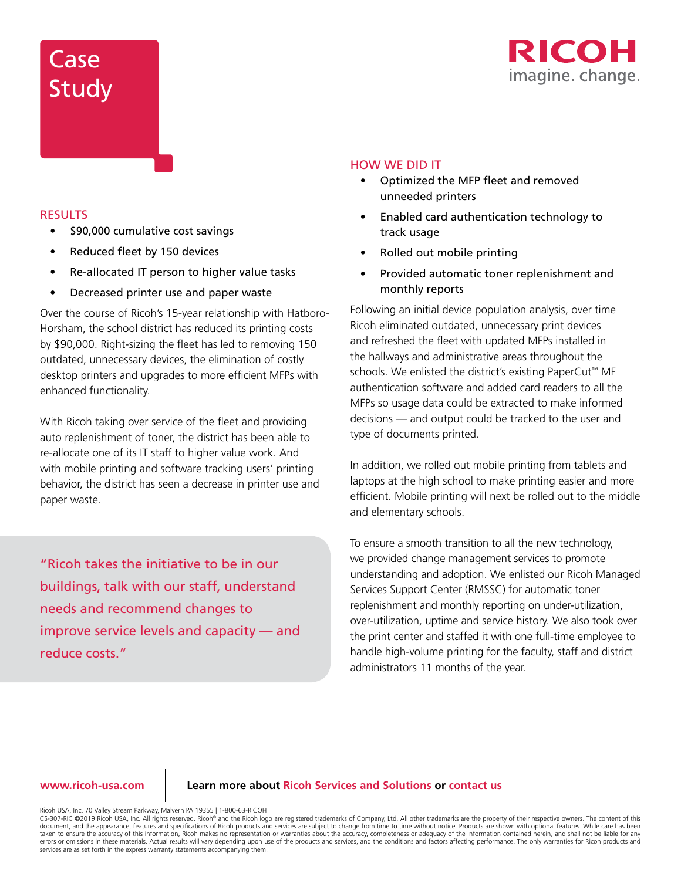# Case Study

RICOH imagine. change.

## RESULTS

- $90,000 cumulative cost savings
- Reduced fleet by 150 devices
- Re-allocated IT person to higher value tasks
- Decreased printer use and paper waste

Over the course of Ricoh's 15-year relationship with Hatboro-Horsham, the school district has reduced its printing costs by $90,000. Right-sizing the fleet has led to removing 150 outdated, unnecessary devices, the elimination of costly desktop printers and upgrades to more efficient MFPs with enhanced functionality.

With Ricoh taking over service of the fleet and providing auto replenishment of toner, the district has been able to re-allocate one of its IT staff to higher value work. And with mobile printing and software tracking users' printing behavior, the district has seen a decrease in printer use and paper waste.

> "Ricoh takes the initiative to be in our buildings, talk with our staff, understand needs and recommend changes to improve service levels and capacity — and reduce costs."

## HOW WE DID IT

- Optimized the MFP fleet and removed unneeded printers
- Enabled card authentication technology to track usage
- Rolled out mobile printing
- Provided automatic toner replenishment and monthly reports

Following an initial device population analysis, over time Ricoh eliminated outdated, unnecessary print devices and refreshed the fleet with updated MFPs installed in the hallways and administrative areas throughout the schools. We enlisted the district's existing PaperCut™ MF authentication software and added card readers to all the MFPs so usage data could be extracted to make informed decisions — and output could be tracked to the user and type of documents printed.

In addition, we rolled out mobile printing from tablets and laptops at the high school to make printing easier and more efficient. Mobile printing will next be rolled out to the middle and elementary schools.

To ensure a smooth transition to all the new technology, we provided change management services to promote understanding and adoption. We enlisted our Ricoh Managed Services Support Center (RMSSC) for automatic toner replenishment and monthly reporting on under-utilization, over-utilization, uptime and service history. We also took over the print center and staffed it with one full-time employee to handle high-volume printing for the faculty, staff and district administrators 11 months of the year.

**www.ricoh-usa.com** | **Learn more about Ricoh Services and Solutions or contact us**

Ricoh USA, Inc. 70 Valley Stream Parkway, Malvern PA 19355 | 1-800-63-RICOH

CS-307-RIC ©2019 Ricoh USA, Inc. All rights reserved. Ricoh® and the Ricoh logo are registered trademarks of Company, Ltd. All other trademarks are the property of their respective owners. The content of this document, and the appearance, features and specifications of Ricoh products and services are subject to change from time to time without notice. Products are shown with optional features. While care has been taken to ensure the accuracy of this information, Ricoh makes no representation or warranties about the accuracy, completeness or adequacy of the information contained herein, and shall not be liable for any errors or omissions in these materials. Actual results will vary depending upon use of the products and services, and the conditions and factors affecting performance. The only warranties for Ricoh products and services are as set forth in the express warranty statements accompanying them.